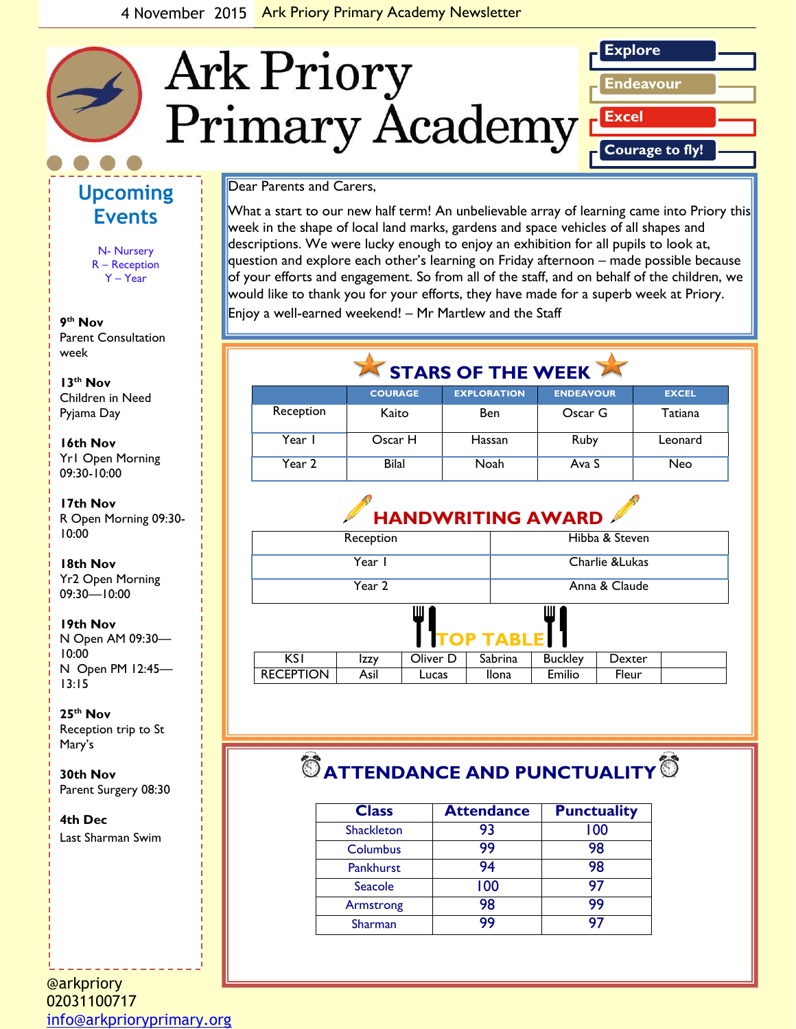4 November 2015 Ark Priory Primary Academy Newsletter

# Ark Priory Primary Academy

**Explore**
**Endeavour**
**Excel**
**Courage to fly!**

## Upcoming Events

N- Nursery
R – Reception
Y – Year

**9th Nov**
Parent Consultation week

**13th Nov**
Children in Need Pyjama Day

**16th Nov**
Yr1 Open Morning 09:30-10:00

**17th Nov**
R Open Morning 09:30-10:00

**18th Nov**
Yr2 Open Morning 09:30—10:00

**19th Nov**
N Open AM 09:30—10:00
N Open PM 12:45—13:15

**25th Nov**
Reception trip to St Mary's

**30th Nov**
Parent Surgery 08:30

**4th Dec**
Last Sharman Swim

Dear Parents and Carers,

What a start to our new half term! An unbelievable array of learning came into Priory this week in the shape of local land marks, gardens and space vehicles of all shapes and descriptions. We were lucky enough to enjoy an exhibition for all pupils to look at, question and explore each other's learning on Friday afternoon – made possible because of your efforts and engagement. So from all of the staff, and on behalf of the children, we would like to thank you for your efforts, they have made for a superb week at Priory.

Enjoy a well-earned weekend! – Mr Martlew and the Staff

## STARS OF THE WEEK

| | COURAGE | EXPLORATION | ENDEAVOUR | EXCEL |
|---|---|---|---|---|
| Reception | Kaito | Ben | Oscar G | Tatiana |
| Year 1 | Oscar H | Hassan | Ruby | Leonard |
| Year 2 | Bilal | Noah | Ava S | Neo |

## HANDWRITING AWARD

| | |
|---|---|
| Reception | Hibba & Steven |
| Year 1 | Charlie &Lukas |
| Year 2 | Anna & Claude |

## TOP TABLE

| | | | | | | |
|---|---|---|---|---|---|---|
| KS1 | Izzy | Oliver D | Sabrina | Buckley | Dexter | |
| RECEPTION | Asil | Lucas | Ilona | Emilio | Fleur | |

## ATTENDANCE AND PUNCTUALITY

| Class | Attendance | Punctuality |
|---|---|---|
| Shackleton | 93 | 100 |
| Columbus | 99 | 98 |
| Pankhurst | 94 | 98 |
| Seacole | 100 | 97 |
| Armstrong | 98 | 99 |
| Sharman | 99 | 97 |

@arkpriory
02031100717
info@arkprioryprimary.org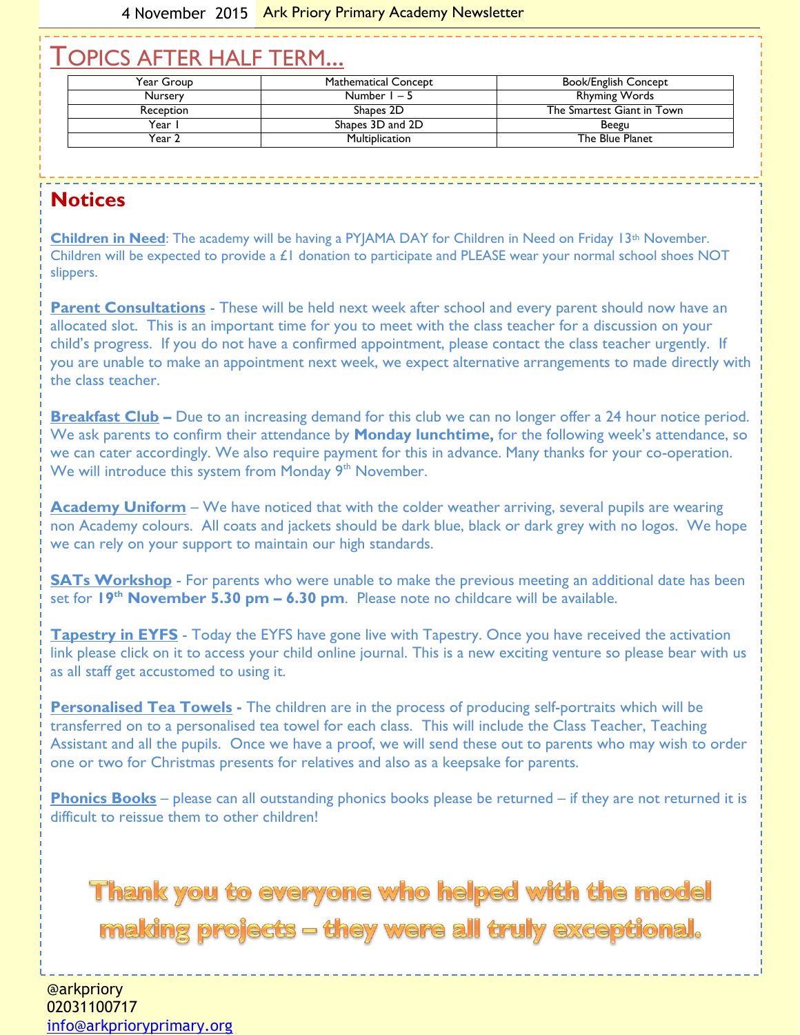# TOPICS AFTER HALF TERM...

| Year Group | Mathematical Concept | Book/English Concept |
|---|---|---|
| Nursery | Number 1 – 5 | Rhyming Words |
| Reception | Shapes 2D | The Smartest Giant in Town |
| Year 1 | Shapes 3D and 2D | Beegu |
| Year 2 | Multiplication | The Blue Planet |

## Notices

**Children in Need**: The academy will be having a PYJAMA DAY for Children in Need on Friday 13th November. Children will be expected to provide a £1 donation to participate and PLEASE wear your normal school shoes NOT slippers.

**Parent Consultations** - These will be held next week after school and every parent should now have an allocated slot. This is an important time for you to meet with the class teacher for a discussion on your child's progress. If you do not have a confirmed appointment, please contact the class teacher urgently. If you are unable to make an appointment next week, we expect alternative arrangements to made directly with the class teacher.

**Breakfast Club –** Due to an increasing demand for this club we can no longer offer a 24 hour notice period. We ask parents to confirm their attendance by **Monday lunchtime,** for the following week's attendance, so we can cater accordingly. We also require payment for this in advance. Many thanks for your co-operation. We will introduce this system from Monday 9th November.

**Academy Uniform** – We have noticed that with the colder weather arriving, several pupils are wearing non Academy colours. All coats and jackets should be dark blue, black or dark grey with no logos. We hope we can rely on your support to maintain our high standards.

**SATs Workshop** - For parents who were unable to make the previous meeting an additional date has been set for **19th November 5.30 pm – 6.30 pm**. Please note no childcare will be available.

**Tapestry in EYFS** - Today the EYFS have gone live with Tapestry. Once you have received the activation link please click on it to access your child online journal. This is a new exciting venture so please bear with us as all staff get accustomed to using it.

**Personalised Tea Towels -** The children are in the process of producing self-portraits which will be transferred on to a personalised tea towel for each class. This will include the Class Teacher, Teaching Assistant and all the pupils. Once we have a proof, we will send these out to parents who may wish to order one or two for Christmas presents for relatives and also as a keepsake for parents.

**Phonics Books** – please can all outstanding phonics books please be returned – if they are not returned it is difficult to reissue them to other children!

**Thank you to everyone who helped with the model making projects – they were all truly exceptional.**

@arkpriory
02031100717
info@arkprioryprimary.org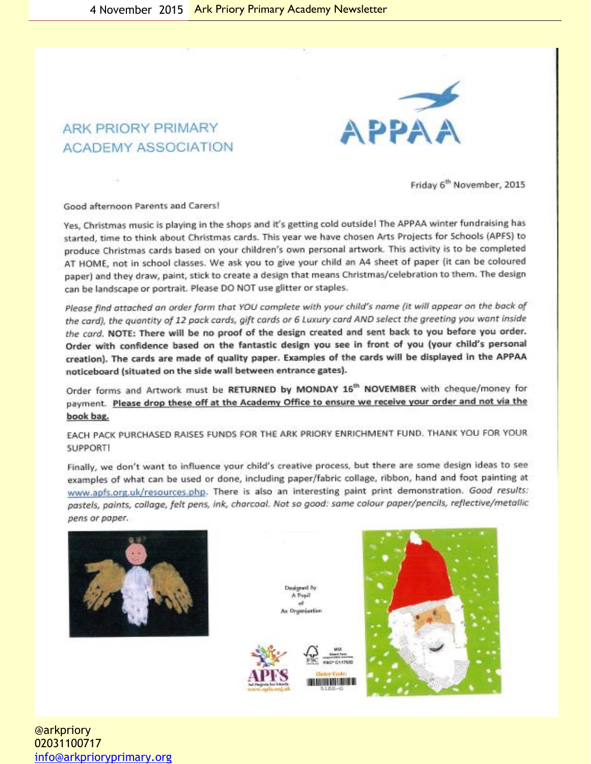ARK PRIORY PRIMARY ACADEMY ASSOCIATION

APPAA

Friday 6th November, 2015

Good afternoon Parents and Carers!

Yes, Christmas music is playing in the shops and it's getting cold outside! The APPAA winter fundraising has started, time to think about Christmas cards. This year we have chosen Arts Projects for Schools (APFS) to produce Christmas cards based on your children's own personal artwork. This activity is to be completed AT HOME, not in school classes. We ask you to give your child an A4 sheet of paper (it can be coloured paper) and they draw, paint, stick to create a design that means Christmas/celebration to them. The design can be landscape or portrait. Please DO NOT use glitter or staples.

*Please find attached an order form that YOU complete with your child's name (it will appear on the back of the card), the quantity of 12 pack cards, gift cards or 6 Luxury card AND select the greeting you want inside the card.* **NOTE: There will be no proof of the design created and sent back to you before you order. Order with confidence based on the fantastic design you see in front of you (your child's personal creation). The cards are made of quality paper. Examples of the cards will be displayed in the APPAA noticeboard (situated on the side wall between entrance gates).**

Order forms and Artwork must be **RETURNED by MONDAY 16th NOVEMBER** with cheque/money for payment. **Please drop these off at the Academy Office to ensure we receive your order and not via the book bag.**

EACH PACK PURCHASED RAISES FUNDS FOR THE ARK PRIORY ENRICHMENT FUND. THANK YOU FOR YOUR SUPPORT!

Finally, we don't want to influence your child's creative process, but there are some design ideas to see examples of what can be used or done, including paper/fabric collage, ribbon, hand and foot painting at www.apfs.org.uk/resources.php. There is also an interesting paint print demonstration. *Good results: pastels, paints, collage, felt pens, ink, charcoal. Not so good: same colour paper/pencils, reflective/metallic pens or paper.*

Designed by A Pupil of An Organisation

APFS Art Projects for Schools www.apfs.org.uk

Order Code: 5105-G

@arkpriory
02031100717
info@arkprioryprimary.org